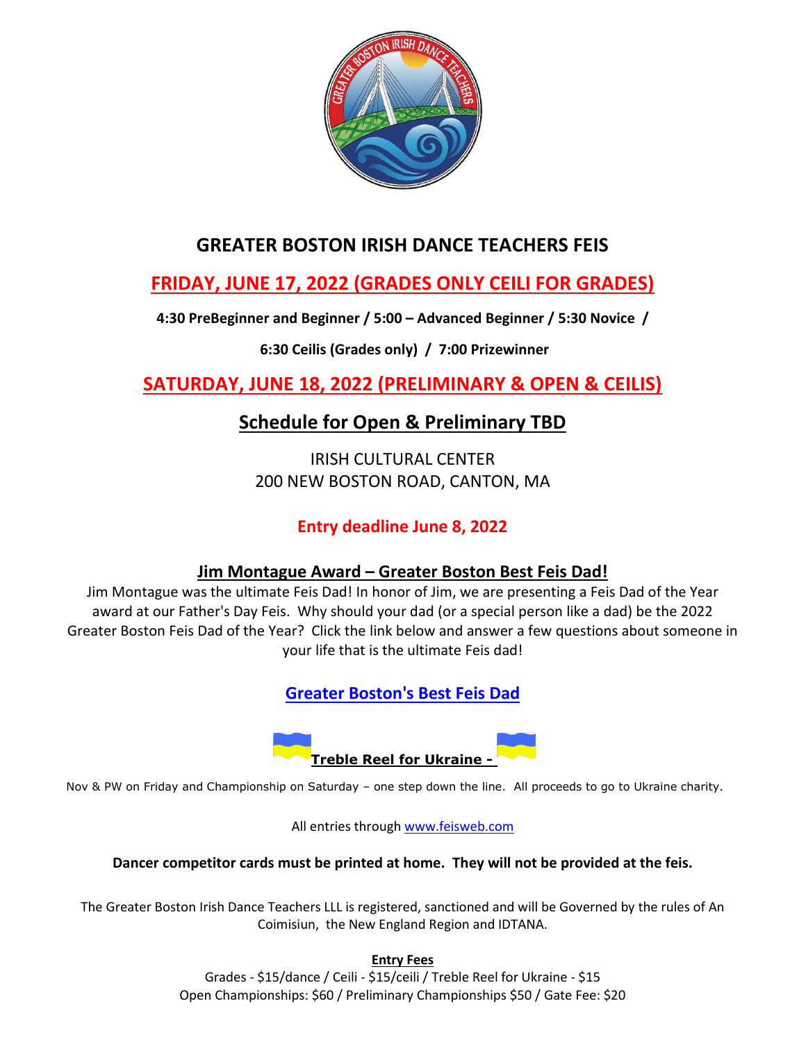# GREATER BOSTON IRISH DANCE TEACHERS FEIS

## FRIDAY, JUNE 17, 2022 (GRADES ONLY CEILI FOR GRADES)

**4:30 PreBeginner and Beginner / 5:00 – Advanced Beginner / 5:30 Novice /**

**6:30 Ceilis (Grades only) / 7:00 Prizewinner**

## SATURDAY, JUNE 18, 2022 (PRELIMINARY & OPEN & CEILIS)

## Schedule for Open & Preliminary TBD

IRISH CULTURAL CENTER
200 NEW BOSTON ROAD, CANTON, MA

**Entry deadline June 8, 2022**

### Jim Montague Award – Greater Boston Best Feis Dad!

Jim Montague was the ultimate Feis Dad! In honor of Jim, we are presenting a Feis Dad of the Year award at our Father's Day Feis. Why should your dad (or a special person like a dad) be the 2022 Greater Boston Feis Dad of the Year? Click the link below and answer a few questions about someone in your life that is the ultimate Feis dad!

**Greater Boston's Best Feis Dad**

**Treble Reel for Ukraine -**

Nov & PW on Friday and Championship on Saturday – one step down the line. All proceeds to go to Ukraine charity.

All entries through www.feisweb.com

**Dancer competitor cards must be printed at home. They will not be provided at the feis.**

The Greater Boston Irish Dance Teachers LLL is registered, sanctioned and will be Governed by the rules of An Coimisiun, the New England Region and IDTANA.

**Entry Fees**

Grades - $15/dance / Ceili - $15/ceili / Treble Reel for Ukraine - $15
Open Championships: $60 / Preliminary Championships $50 / Gate Fee: $20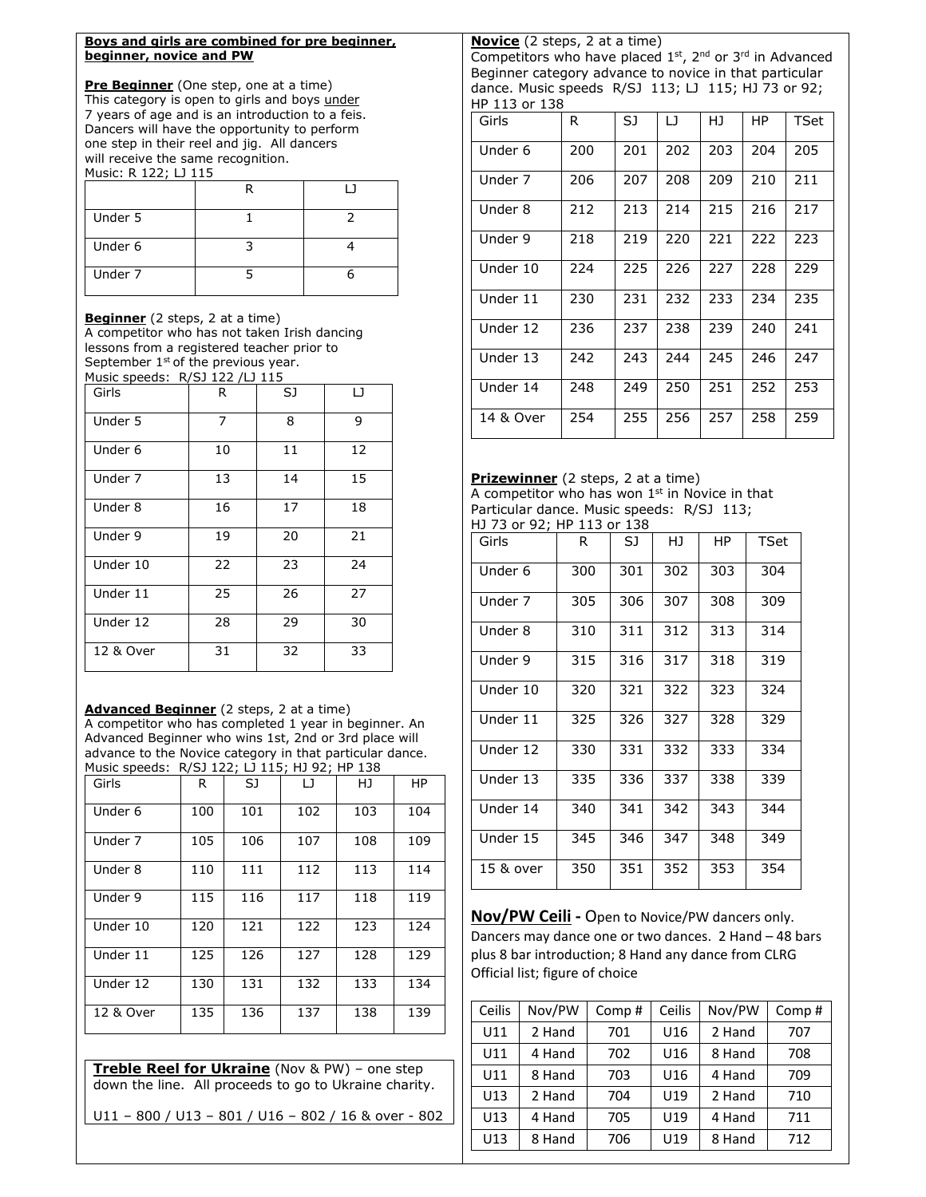**Boys and girls are combined for pre beginner, beginner, novice and PW**

**Pre Beginner** (One step, one at a time)
This category is open to girls and boys under 7 years of age and is an introduction to a feis. Dancers will have the opportunity to perform one step in their reel and jig. All dancers will receive the same recognition.
Music: R 122; LJ 115

| | R | LJ |
|---|---|---|
| Under 5 | 1 | 2 |
| Under 6 | 3 | 4 |
| Under 7 | 5 | 6 |

**Beginner** (2 steps, 2 at a time)
A competitor who has not taken Irish dancing lessons from a registered teacher prior to September 1st of the previous year.
Music speeds: R/SJ 122 /LJ 115

| Girls | R | SJ | LJ |
|---|---|---|---|
| Under 5 | 7 | 8 | 9 |
| Under 6 | 10 | 11 | 12 |
| Under 7 | 13 | 14 | 15 |
| Under 8 | 16 | 17 | 18 |
| Under 9 | 19 | 20 | 21 |
| Under 10 | 22 | 23 | 24 |
| Under 11 | 25 | 26 | 27 |
| Under 12 | 28 | 29 | 30 |
| 12 & Over | 31 | 32 | 33 |

**Advanced Beginner** (2 steps, 2 at a time)
A competitor who has completed 1 year in beginner. An Advanced Beginner who wins 1st, 2nd or 3rd place will advance to the Novice category in that particular dance.
Music speeds: R/SJ 122; LJ 115; HJ 92; HP 138

| Girls | R | SJ | LJ | HJ | HP |
|---|---|---|---|---|---|
| Under 6 | 100 | 101 | 102 | 103 | 104 |
| Under 7 | 105 | 106 | 107 | 108 | 109 |
| Under 8 | 110 | 111 | 112 | 113 | 114 |
| Under 9 | 115 | 116 | 117 | 118 | 119 |
| Under 10 | 120 | 121 | 122 | 123 | 124 |
| Under 11 | 125 | 126 | 127 | 128 | 129 |
| Under 12 | 130 | 131 | 132 | 133 | 134 |
| 12 & Over | 135 | 136 | 137 | 138 | 139 |

**Treble Reel for Ukraine** (Nov & PW) – one step down the line. All proceeds to go to Ukraine charity.

U11 – 800 / U13 – 801 / U16 – 802 / 16 & over - 802

**Novice** (2 steps, 2 at a time)
Competitors who have placed 1st, 2nd or 3rd in Advanced Beginner category advance to novice in that particular dance. Music speeds R/SJ 113; LJ 115; HJ 73 or 92; HP 113 or 138

| Girls | R | SJ | LJ | HJ | HP | TSet |
|---|---|---|---|---|---|---|
| Under 6 | 200 | 201 | 202 | 203 | 204 | 205 |
| Under 7 | 206 | 207 | 208 | 209 | 210 | 211 |
| Under 8 | 212 | 213 | 214 | 215 | 216 | 217 |
| Under 9 | 218 | 219 | 220 | 221 | 222 | 223 |
| Under 10 | 224 | 225 | 226 | 227 | 228 | 229 |
| Under 11 | 230 | 231 | 232 | 233 | 234 | 235 |
| Under 12 | 236 | 237 | 238 | 239 | 240 | 241 |
| Under 13 | 242 | 243 | 244 | 245 | 246 | 247 |
| Under 14 | 248 | 249 | 250 | 251 | 252 | 253 |
| 14 & Over | 254 | 255 | 256 | 257 | 258 | 259 |

**Prizewinner** (2 steps, 2 at a time)
A competitor who has won 1st in Novice in that Particular dance. Music speeds: R/SJ 113; HJ 73 or 92; HP 113 or 138

| Girls | R | SJ | HJ | HP | TSet |
|---|---|---|---|---|---|
| Under 6 | 300 | 301 | 302 | 303 | 304 |
| Under 7 | 305 | 306 | 307 | 308 | 309 |
| Under 8 | 310 | 311 | 312 | 313 | 314 |
| Under 9 | 315 | 316 | 317 | 318 | 319 |
| Under 10 | 320 | 321 | 322 | 323 | 324 |
| Under 11 | 325 | 326 | 327 | 328 | 329 |
| Under 12 | 330 | 331 | 332 | 333 | 334 |
| Under 13 | 335 | 336 | 337 | 338 | 339 |
| Under 14 | 340 | 341 | 342 | 343 | 344 |
| Under 15 | 345 | 346 | 347 | 348 | 349 |
| 15 & over | 350 | 351 | 352 | 353 | 354 |

**Nov/PW Ceili -** Open to Novice/PW dancers only. Dancers may dance one or two dances. 2 Hand – 48 bars plus 8 bar introduction; 8 Hand any dance from CLRG Official list; figure of choice

| Ceilis | Nov/PW | Comp # | Ceilis | Nov/PW | Comp # |
|---|---|---|---|---|---|
| U11 | 2 Hand | 701 | U16 | 2 Hand | 707 |
| U11 | 4 Hand | 702 | U16 | 8 Hand | 708 |
| U11 | 8 Hand | 703 | U16 | 4 Hand | 709 |
| U13 | 2 Hand | 704 | U19 | 2 Hand | 710 |
| U13 | 4 Hand | 705 | U19 | 4 Hand | 711 |
| U13 | 8 Hand | 706 | U19 | 8 Hand | 712 |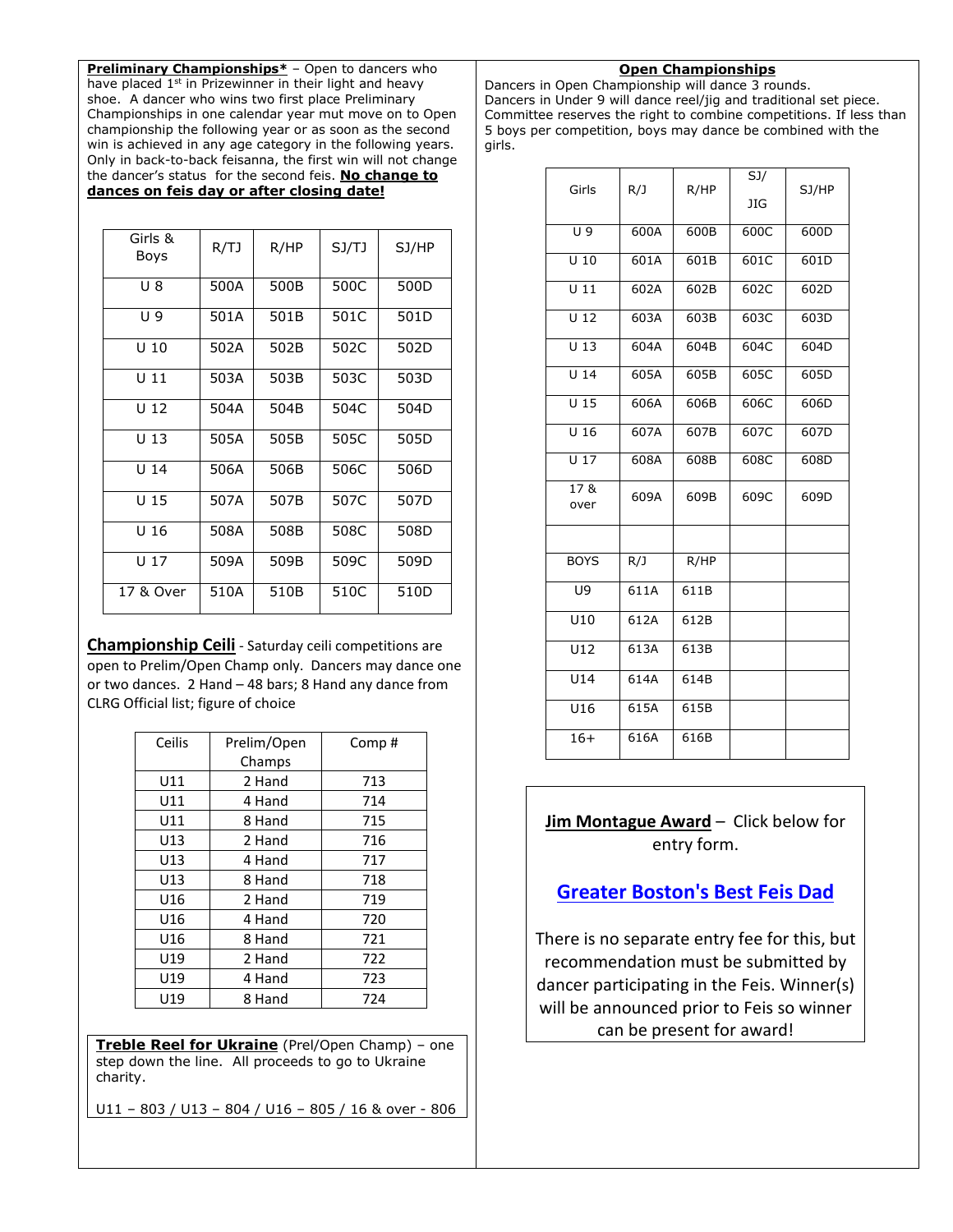**Preliminary Championships*** – Open to dancers who have placed 1st in Prizewinner in their light and heavy shoe. A dancer who wins two first place Preliminary Championships in one calendar year mut move on to Open championship the following year or as soon as the second win is achieved in any age category in the following years. Only in back-to-back feisanna, the first win will not change the dancer's status for the second feis. **No change to dances on feis day or after closing date!**

| Girls & Boys | R/TJ | R/HP | SJ/TJ | SJ/HP |
|---|---|---|---|---|
| U 8 | 500A | 500B | 500C | 500D |
| U 9 | 501A | 501B | 501C | 501D |
| U 10 | 502A | 502B | 502C | 502D |
| U 11 | 503A | 503B | 503C | 503D |
| U 12 | 504A | 504B | 504C | 504D |
| U 13 | 505A | 505B | 505C | 505D |
| U 14 | 506A | 506B | 506C | 506D |
| U 15 | 507A | 507B | 507C | 507D |
| U 16 | 508A | 508B | 508C | 508D |
| U 17 | 509A | 509B | 509C | 509D |
| 17 & Over | 510A | 510B | 510C | 510D |

**Championship Ceili** - Saturday ceili competitions are open to Prelim/Open Champ only. Dancers may dance one or two dances. 2 Hand – 48 bars; 8 Hand any dance from CLRG Official list; figure of choice

| Ceilis | Prelim/Open Champs | Comp # |
|---|---|---|
| U11 | 2 Hand | 713 |
| U11 | 4 Hand | 714 |
| U11 | 8 Hand | 715 |
| U13 | 2 Hand | 716 |
| U13 | 4 Hand | 717 |
| U13 | 8 Hand | 718 |
| U16 | 2 Hand | 719 |
| U16 | 4 Hand | 720 |
| U16 | 8 Hand | 721 |
| U19 | 2 Hand | 722 |
| U19 | 4 Hand | 723 |
| U19 | 8 Hand | 724 |

**Treble Reel for Ukraine** (Prel/Open Champ) – one step down the line. All proceeds to go to Ukraine charity.

U11 – 803 / U13 – 804 / U16 – 805 / 16 & over - 806

**Open Championships**

Dancers in Open Championship will dance 3 rounds. Dancers in Under 9 will dance reel/jig and traditional set piece. Committee reserves the right to combine competitions. If less than 5 boys per competition, boys may dance be combined with the girls.

| Girls | R/J | R/HP | SJ/ JIG | SJ/HP |
|---|---|---|---|---|
| U 9 | 600A | 600B | 600C | 600D |
| U 10 | 601A | 601B | 601C | 601D |
| U 11 | 602A | 602B | 602C | 602D |
| U 12 | 603A | 603B | 603C | 603D |
| U 13 | 604A | 604B | 604C | 604D |
| U 14 | 605A | 605B | 605C | 605D |
| U 15 | 606A | 606B | 606C | 606D |
| U 16 | 607A | 607B | 607C | 607D |
| U 17 | 608A | 608B | 608C | 608D |
| 17 & over | 609A | 609B | 609C | 609D |
| | | | | |
| BOYS | R/J | R/HP | | |
| U9 | 611A | 611B | | |
| U10 | 612A | 612B | | |
| U12 | 613A | 613B | | |
| U14 | 614A | 614B | | |
| U16 | 615A | 615B | | |
| 16+ | 616A | 616B | | |

**Jim Montague Award** – Click below for entry form.

**Greater Boston's Best Feis Dad**

There is no separate entry fee for this, but recommendation must be submitted by dancer participating in the Feis. Winner(s) will be announced prior to Feis so winner can be present for award!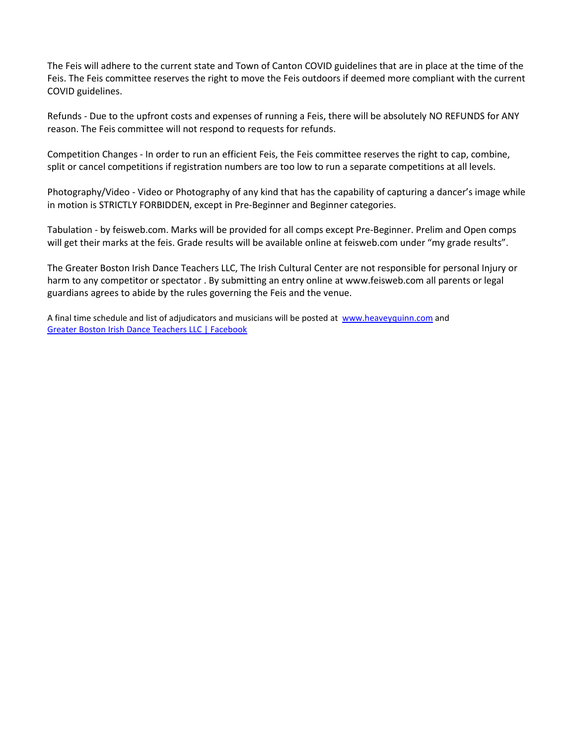The Feis will adhere to the current state and Town of Canton COVID guidelines that are in place at the time of the Feis. The Feis committee reserves the right to move the Feis outdoors if deemed more compliant with the current COVID guidelines.

Refunds - Due to the upfront costs and expenses of running a Feis, there will be absolutely NO REFUNDS for ANY reason. The Feis committee will not respond to requests for refunds.

Competition Changes - In order to run an efficient Feis, the Feis committee reserves the right to cap, combine, split or cancel competitions if registration numbers are too low to run a separate competitions at all levels.

Photography/Video - Video or Photography of any kind that has the capability of capturing a dancer's image while in motion is STRICTLY FORBIDDEN, except in Pre-Beginner and Beginner categories.

Tabulation - by feisweb.com. Marks will be provided for all comps except Pre-Beginner. Prelim and Open comps will get their marks at the feis. Grade results will be available online at feisweb.com under "my grade results".

The Greater Boston Irish Dance Teachers LLC, The Irish Cultural Center are not responsible for personal Injury or harm to any competitor or spectator . By submitting an entry online at www.feisweb.com all parents or legal guardians agrees to abide by the rules governing the Feis and the venue.

A final time schedule and list of adjudicators and musicians will be posted at [www.heaveyquinn.com](http://www.heaveyquinn.com) and [Greater Boston Irish Dance Teachers LLC | Facebook]()